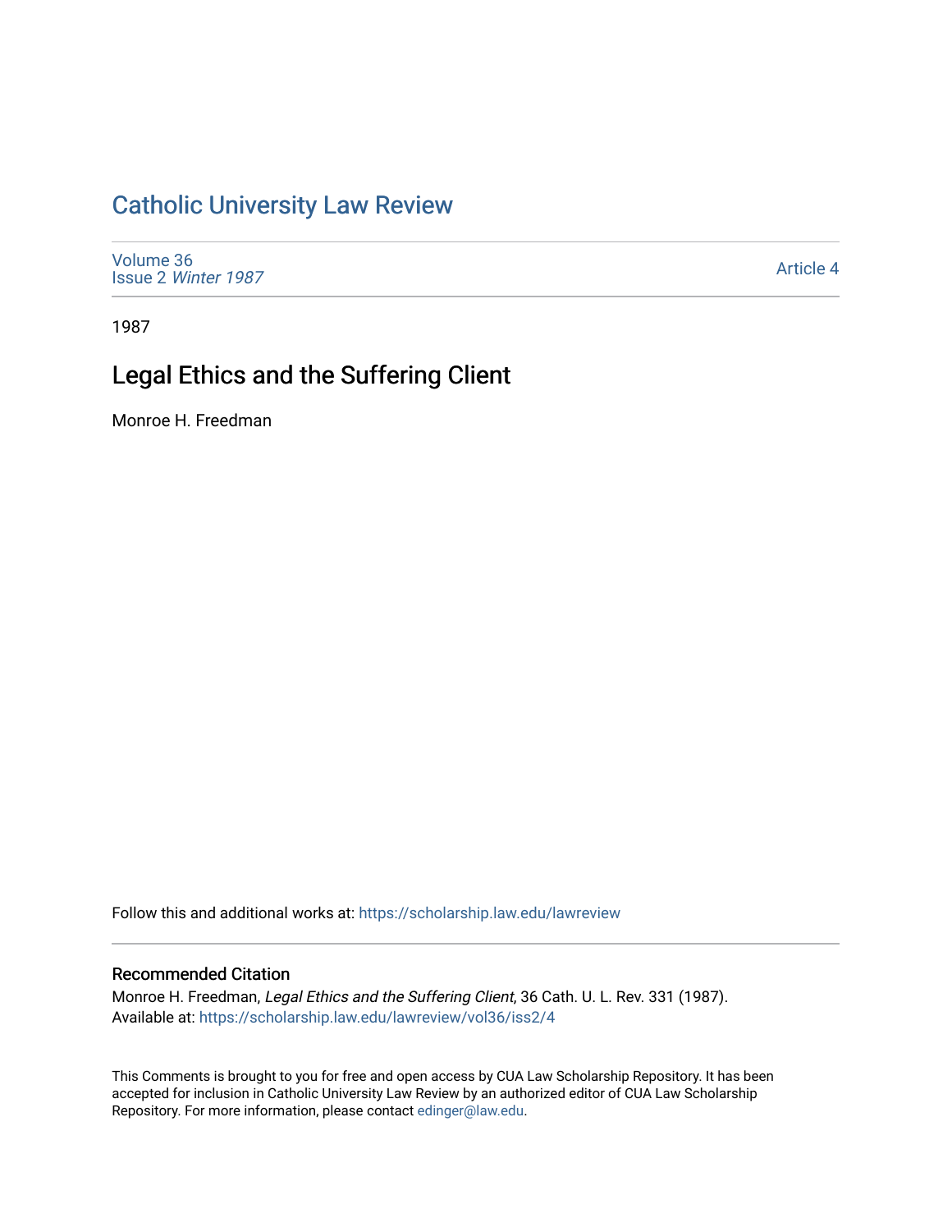# Catholic University Law Review

Volume 36
Issue 2 *Winter 1987*

Article 4

1987

## Legal Ethics and the Suffering Client

Monroe H. Freedman

Follow this and additional works at: https://scholarship.law.edu/lawreview

### Recommended Citation

Monroe H. Freedman, *Legal Ethics and the Suffering Client*, 36 Cath. U. L. Rev. 331 (1987).
Available at: https://scholarship.law.edu/lawreview/vol36/iss2/4

This Comments is brought to you for free and open access by CUA Law Scholarship Repository. It has been accepted for inclusion in Catholic University Law Review by an authorized editor of CUA Law Scholarship Repository. For more information, please contact edinger@law.edu.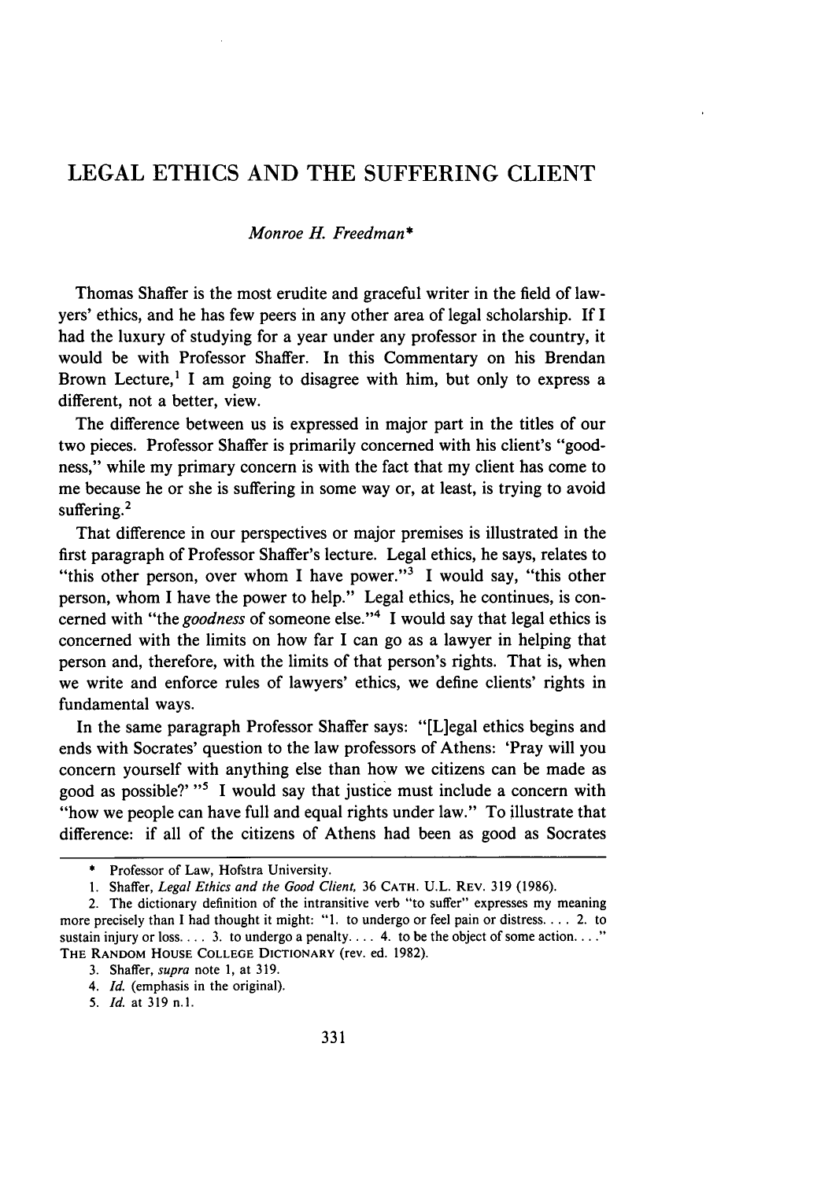# LEGAL ETHICS AND THE SUFFERING CLIENT

*Monroe H. Freedman**

Thomas Shaffer is the most erudite and graceful writer in the field of lawyers' ethics, and he has few peers in any other area of legal scholarship. If I had the luxury of studying for a year under any professor in the country, it would be with Professor Shaffer. In this Commentary on his Brendan Brown Lecture,[1] I am going to disagree with him, but only to express a different, not a better, view.

The difference between us is expressed in major part in the titles of our two pieces. Professor Shaffer is primarily concerned with his client's "goodness," while my primary concern is with the fact that my client has come to me because he or she is suffering in some way or, at least, is trying to avoid suffering.[2]

That difference in our perspectives or major premises is illustrated in the first paragraph of Professor Shaffer's lecture. Legal ethics, he says, relates to "this other person, over whom I have power."[3] I would say, "this other person, whom I have the power to help." Legal ethics, he continues, is concerned with "the *goodness* of someone else."[4] I would say that legal ethics is concerned with the limits on how far I can go as a lawyer in helping that person and, therefore, with the limits of that person's rights. That is, when we write and enforce rules of lawyers' ethics, we define clients' rights in fundamental ways.

In the same paragraph Professor Shaffer says: "[L]egal ethics begins and ends with Socrates' question to the law professors of Athens: 'Pray will you concern yourself with anything else than how we citizens can be made as good as possible?' "[5] I would say that justice must include a concern with "how we people can have full and equal rights under law." To illustrate that difference: if all of the citizens of Athens had been as good as Socrates

---

\* Professor of Law, Hofstra University.

1. Shaffer, *Legal Ethics and the Good Client*, 36 CATH. U.L. REV. 319 (1986).

2. The dictionary definition of the intransitive verb "to suffer" expresses my meaning more precisely than I had thought it might: "1. to undergo or feel pain or distress. . . . 2. to sustain injury or loss. . . . 3. to undergo a penalty. . . . 4. to be the object of some action. . . ." THE RANDOM HOUSE COLLEGE DICTIONARY (rev. ed. 1982).

3. Shaffer, *supra* note 1, at 319.

4. *Id.* (emphasis in the original).

5. *Id.* at 319 n.1.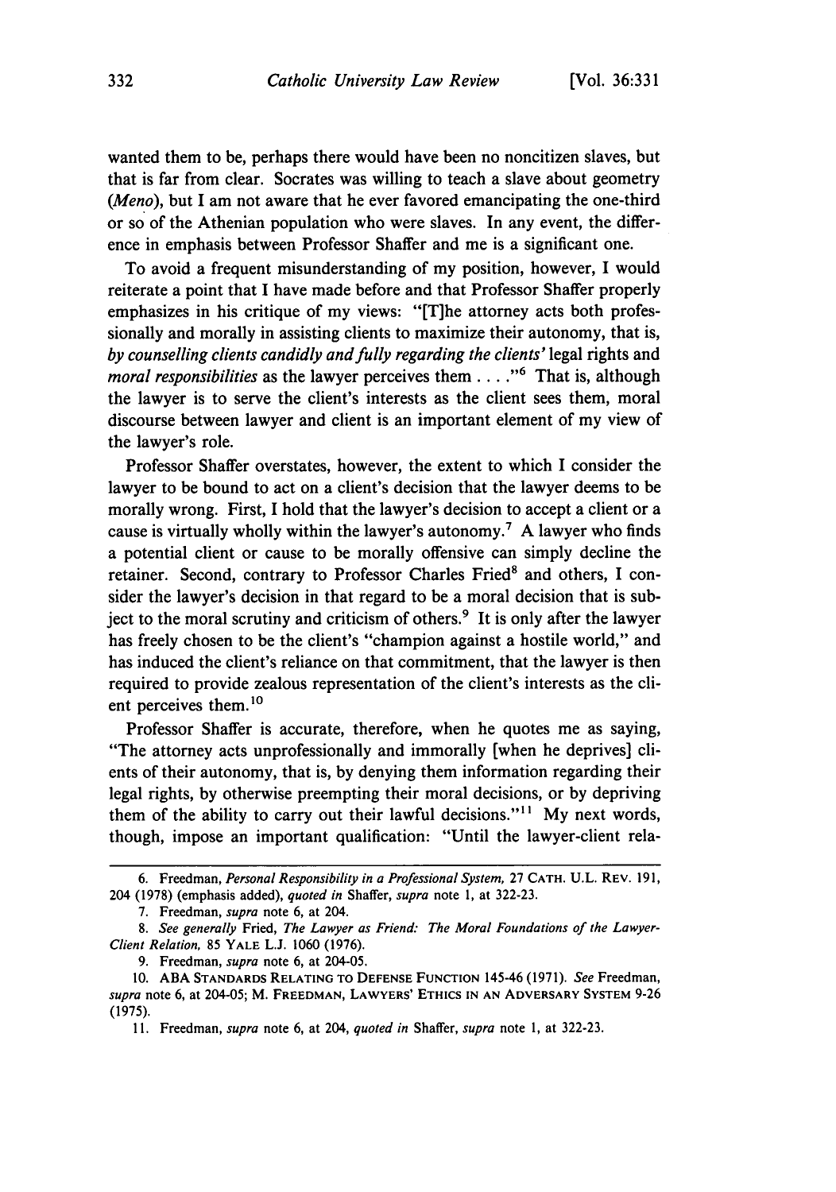wanted them to be, perhaps there would have been no noncitizen slaves, but that is far from clear. Socrates was willing to teach a slave about geometry (*Meno*), but I am not aware that he ever favored emancipating the one-third or so of the Athenian population who were slaves. In any event, the difference in emphasis between Professor Shaffer and me is a significant one.

To avoid a frequent misunderstanding of my position, however, I would reiterate a point that I have made before and that Professor Shaffer properly emphasizes in his critique of my views: "[T]he attorney acts both professionally and morally in assisting clients to maximize their autonomy, that is, *by counselling clients candidly and fully regarding the clients'* legal rights and *moral responsibilities* as the lawyer perceives them . . . ."[6] That is, although the lawyer is to serve the client's interests as the client sees them, moral discourse between lawyer and client is an important element of my view of the lawyer's role.

Professor Shaffer overstates, however, the extent to which I consider the lawyer to be bound to act on a client's decision that the lawyer deems to be morally wrong. First, I hold that the lawyer's decision to accept a client or a cause is virtually wholly within the lawyer's autonomy.[7] A lawyer who finds a potential client or cause to be morally offensive can simply decline the retainer. Second, contrary to Professor Charles Fried[8] and others, I consider the lawyer's decision in that regard to be a moral decision that is subject to the moral scrutiny and criticism of others.[9] It is only after the lawyer has freely chosen to be the client's "champion against a hostile world," and has induced the client's reliance on that commitment, that the lawyer is then required to provide zealous representation of the client's interests as the client perceives them.[10]

Professor Shaffer is accurate, therefore, when he quotes me as saying, "The attorney acts unprofessionally and immorally [when he deprives] clients of their autonomy, that is, by denying them information regarding their legal rights, by otherwise preempting their moral decisions, or by depriving them of the ability to carry out their lawful decisions."[11] My next words, though, impose an important qualification: "Until the lawyer-client rela-

---

6. Freedman, *Personal Responsibility in a Professional System*, 27 CATH. U.L. REV. 191, 204 (1978) (emphasis added), *quoted in* Shaffer, *supra* note 1, at 322-23.

7. Freedman, *supra* note 6, at 204.

8. *See generally* Fried, *The Lawyer as Friend: The Moral Foundations of the Lawyer-Client Relation*, 85 YALE L.J. 1060 (1976).

9. Freedman, *supra* note 6, at 204-05.

10. ABA STANDARDS RELATING TO DEFENSE FUNCTION 145-46 (1971). *See* Freedman, *supra* note 6, at 204-05; M. FREEDMAN, LAWYERS' ETHICS IN AN ADVERSARY SYSTEM 9-26 (1975).

11. Freedman, *supra* note 6, at 204, *quoted in* Shaffer, *supra* note 1, at 322-23.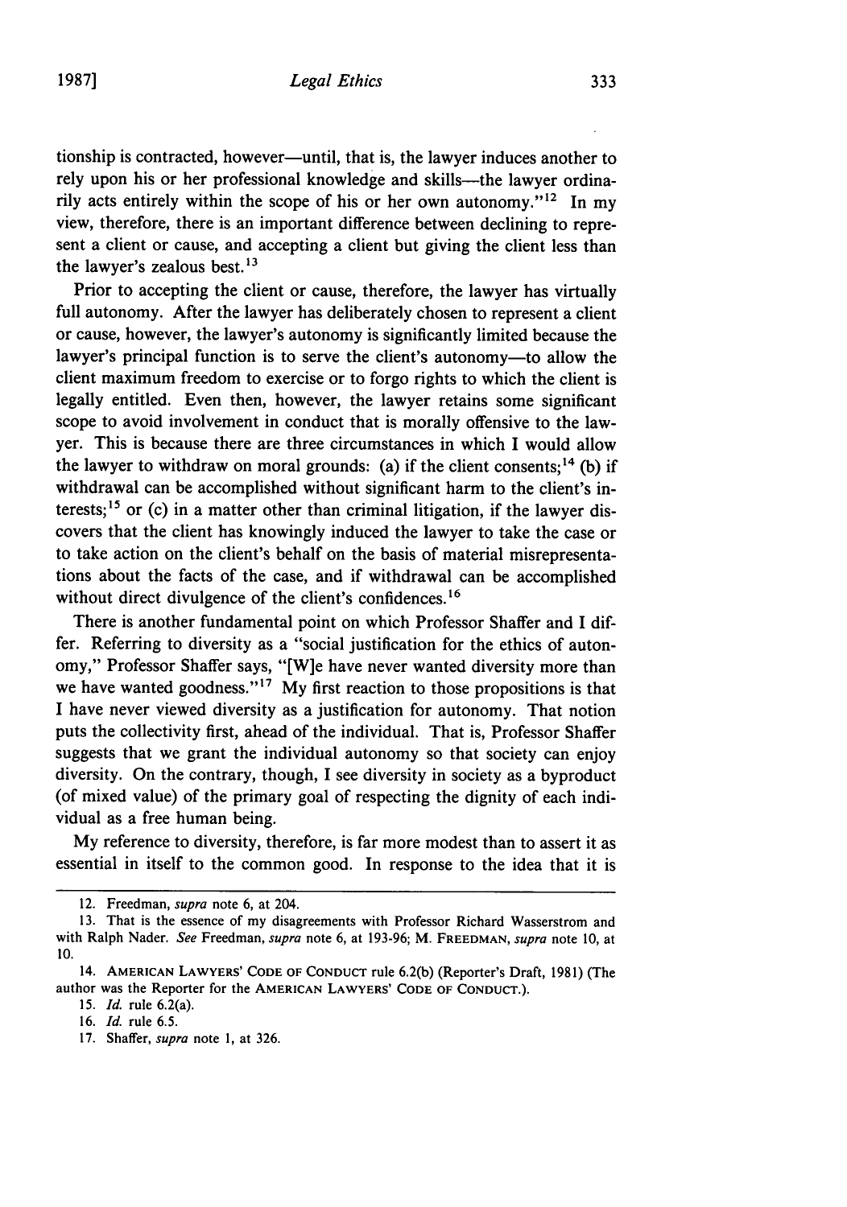tionship is contracted, however—until, that is, the lawyer induces another to rely upon his or her professional knowledge and skills—the lawyer ordinarily acts entirely within the scope of his or her own autonomy."[12] In my view, therefore, there is an important difference between declining to represent a client or cause, and accepting a client but giving the client less than the lawyer's zealous best.[13]

Prior to accepting the client or cause, therefore, the lawyer has virtually full autonomy. After the lawyer has deliberately chosen to represent a client or cause, however, the lawyer's autonomy is significantly limited because the lawyer's principal function is to serve the client's autonomy—to allow the client maximum freedom to exercise or to forgo rights to which the client is legally entitled. Even then, however, the lawyer retains some significant scope to avoid involvement in conduct that is morally offensive to the lawyer. This is because there are three circumstances in which I would allow the lawyer to withdraw on moral grounds: (a) if the client consents;[14] (b) if withdrawal can be accomplished without significant harm to the client's interests;[15] or (c) in a matter other than criminal litigation, if the lawyer discovers that the client has knowingly induced the lawyer to take the case or to take action on the client's behalf on the basis of material misrepresentations about the facts of the case, and if withdrawal can be accomplished without direct divulgence of the client's confidences.[16]

There is another fundamental point on which Professor Shaffer and I differ. Referring to diversity as a "social justification for the ethics of autonomy," Professor Shaffer says, "[W]e have never wanted diversity more than we have wanted goodness."[17] My first reaction to those propositions is that I have never viewed diversity as a justification for autonomy. That notion puts the collectivity first, ahead of the individual. That is, Professor Shaffer suggests that we grant the individual autonomy so that society can enjoy diversity. On the contrary, though, I see diversity in society as a byproduct (of mixed value) of the primary goal of respecting the dignity of each individual as a free human being.

My reference to diversity, therefore, is far more modest than to assert it as essential in itself to the common good. In response to the idea that it is

---

12. Freedman, *supra* note 6, at 204.

13. That is the essence of my disagreements with Professor Richard Wasserstrom and with Ralph Nader. *See* Freedman, *supra* note 6, at 193-96; M. FREEDMAN, *supra* note 10, at 10.

14. AMERICAN LAWYERS' CODE OF CONDUCT rule 6.2(b) (Reporter's Draft, 1981) (The author was the Reporter for the AMERICAN LAWYERS' CODE OF CONDUCT.).

15. *Id.* rule 6.2(a).

16. *Id.* rule 6.5.

17. Shaffer, *supra* note 1, at 326.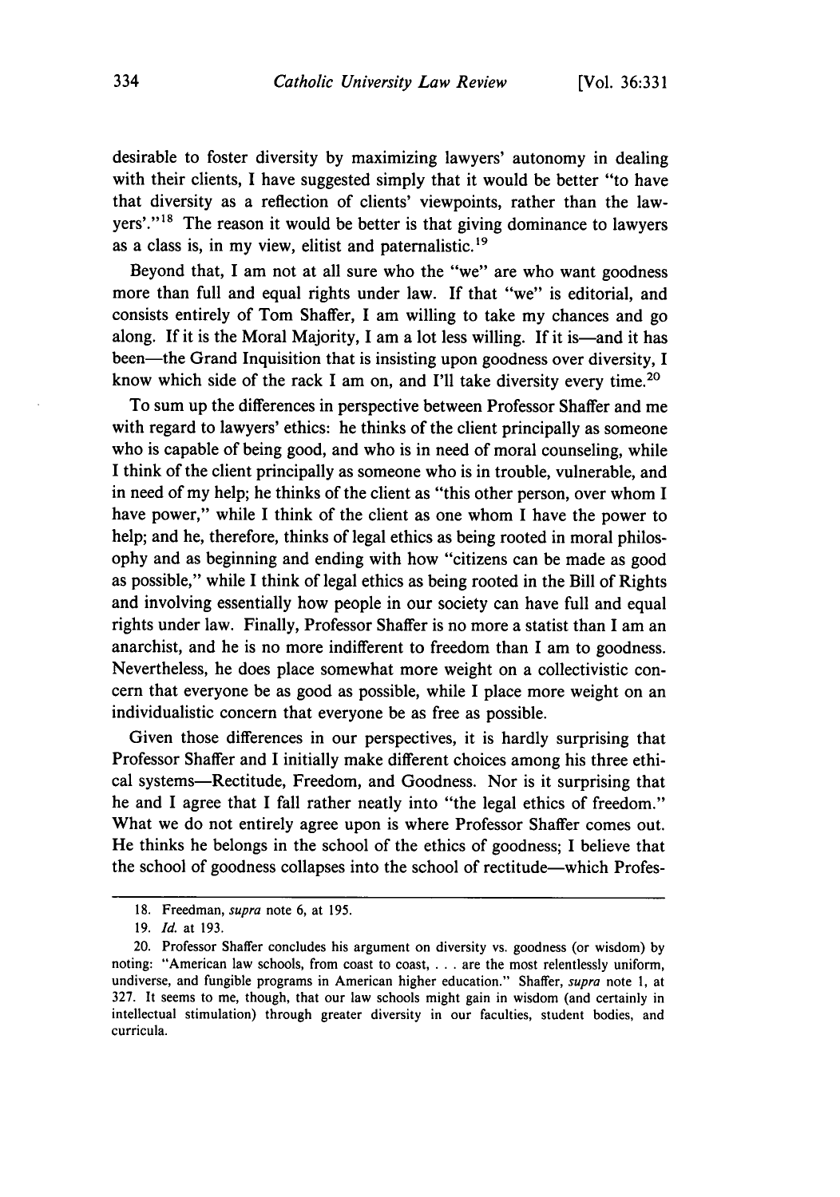desirable to foster diversity by maximizing lawyers' autonomy in dealing with their clients, I have suggested simply that it would be better "to have that diversity as a reflection of clients' viewpoints, rather than the lawyers'."[18] The reason it would be better is that giving dominance to lawyers as a class is, in my view, elitist and paternalistic.[19]

Beyond that, I am not at all sure who the "we" are who want goodness more than full and equal rights under law. If that "we" is editorial, and consists entirely of Tom Shaffer, I am willing to take my chances and go along. If it is the Moral Majority, I am a lot less willing. If it is—and it has been—the Grand Inquisition that is insisting upon goodness over diversity, I know which side of the rack I am on, and I'll take diversity every time.[20]

To sum up the differences in perspective between Professor Shaffer and me with regard to lawyers' ethics: he thinks of the client principally as someone who is capable of being good, and who is in need of moral counseling, while I think of the client principally as someone who is in trouble, vulnerable, and in need of my help; he thinks of the client as "this other person, over whom I have power," while I think of the client as one whom I have the power to help; and he, therefore, thinks of legal ethics as being rooted in moral philosophy and as beginning and ending with how "citizens can be made as good as possible," while I think of legal ethics as being rooted in the Bill of Rights and involving essentially how people in our society can have full and equal rights under law. Finally, Professor Shaffer is no more a statist than I am an anarchist, and he is no more indifferent to freedom than I am to goodness. Nevertheless, he does place somewhat more weight on a collectivistic concern that everyone be as good as possible, while I place more weight on an individualistic concern that everyone be as free as possible.

Given those differences in our perspectives, it is hardly surprising that Professor Shaffer and I initially make different choices among his three ethical systems—Rectitude, Freedom, and Goodness. Nor is it surprising that he and I agree that I fall rather neatly into "the legal ethics of freedom." What we do not entirely agree upon is where Professor Shaffer comes out. He thinks he belongs in the school of the ethics of goodness; I believe that the school of goodness collapses into the school of rectitude—which Profes-

---

18. Freedman, *supra* note 6, at 195.

19. *Id.* at 193.

20. Professor Shaffer concludes his argument on diversity vs. goodness (or wisdom) by noting: "American law schools, from coast to coast, . . . are the most relentlessly uniform, undiverse, and fungible programs in American higher education." Shaffer, *supra* note 1, at 327. It seems to me, though, that our law schools might gain in wisdom (and certainly in intellectual stimulation) through greater diversity in our faculties, student bodies, and curricula.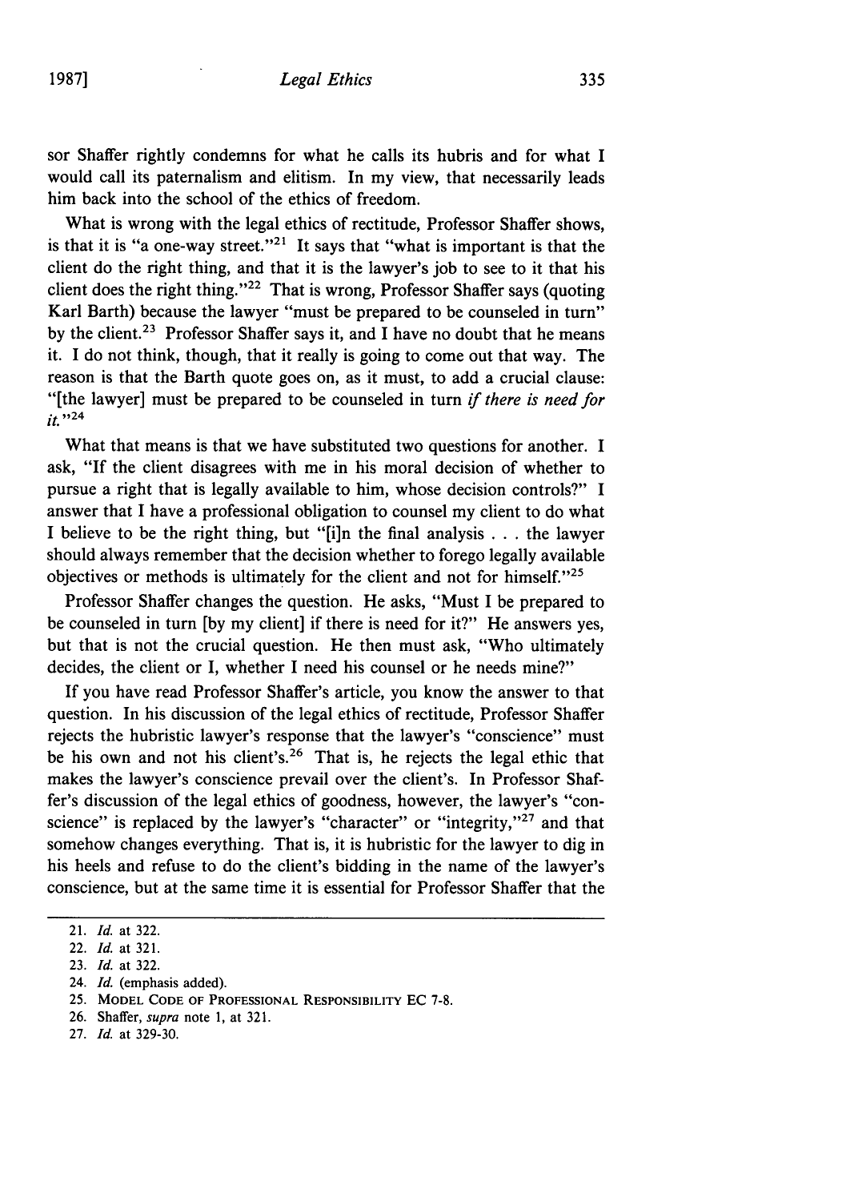sor Shaffer rightly condemns for what he calls its hubris and for what I would call its paternalism and elitism. In my view, that necessarily leads him back into the school of the ethics of freedom.

What is wrong with the legal ethics of rectitude, Professor Shaffer shows, is that it is "a one-way street."[21] It says that "what is important is that the client do the right thing, and that it is the lawyer's job to see to it that his client does the right thing."[22] That is wrong, Professor Shaffer says (quoting Karl Barth) because the lawyer "must be prepared to be counseled in turn" by the client.[23] Professor Shaffer says it, and I have no doubt that he means it. I do not think, though, that it really is going to come out that way. The reason is that the Barth quote goes on, as it must, to add a crucial clause: "[the lawyer] must be prepared to be counseled in turn *if there is need for it*."[24]

What that means is that we have substituted two questions for another. I ask, "If the client disagrees with me in his moral decision of whether to pursue a right that is legally available to him, whose decision controls?" I answer that I have a professional obligation to counsel my client to do what I believe to be the right thing, but "[i]n the final analysis . . . the lawyer should always remember that the decision whether to forego legally available objectives or methods is ultimately for the client and not for himself."[25]

Professor Shaffer changes the question. He asks, "Must I be prepared to be counseled in turn [by my client] if there is need for it?" He answers yes, but that is not the crucial question. He then must ask, "Who ultimately decides, the client or I, whether I need his counsel or he needs mine?"

If you have read Professor Shaffer's article, you know the answer to that question. In his discussion of the legal ethics of rectitude, Professor Shaffer rejects the hubristic lawyer's response that the lawyer's "conscience" must be his own and not his client's.[26] That is, he rejects the legal ethic that makes the lawyer's conscience prevail over the client's. In Professor Shaffer's discussion of the legal ethics of goodness, however, the lawyer's "conscience" is replaced by the lawyer's "character" or "integrity,"[27] and that somehow changes everything. That is, it is hubristic for the lawyer to dig in his heels and refuse to do the client's bidding in the name of the lawyer's conscience, but at the same time it is essential for Professor Shaffer that the

---

21. *Id.* at 322.
22. *Id.* at 321.
23. *Id.* at 322.
24. *Id.* (emphasis added).
25. MODEL CODE OF PROFESSIONAL RESPONSIBILITY EC 7-8.
26. Shaffer, *supra* note 1, at 321.
27. *Id.* at 329-30.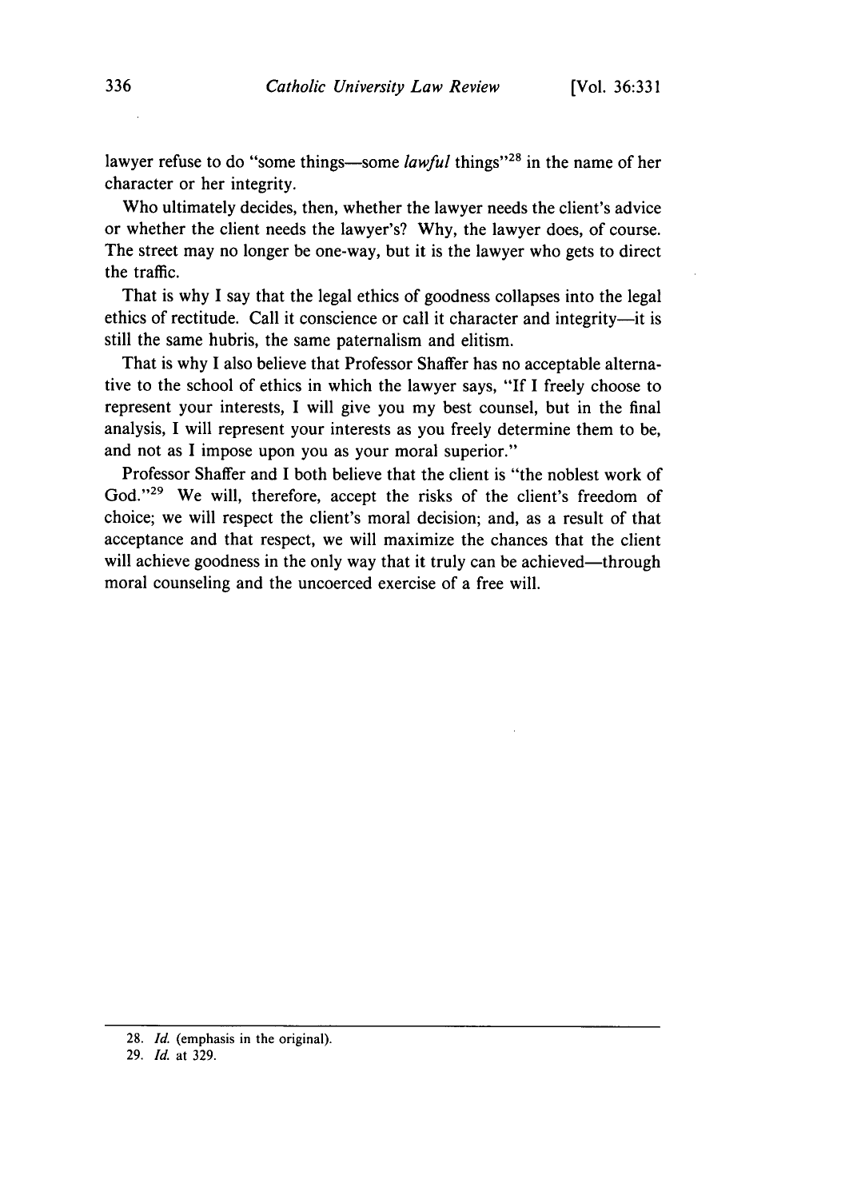lawyer refuse to do "some things—some *lawful* things"[28] in the name of her character or her integrity.

Who ultimately decides, then, whether the lawyer needs the client's advice or whether the client needs the lawyer's? Why, the lawyer does, of course. The street may no longer be one-way, but it is the lawyer who gets to direct the traffic.

That is why I say that the legal ethics of goodness collapses into the legal ethics of rectitude. Call it conscience or call it character and integrity—it is still the same hubris, the same paternalism and elitism.

That is why I also believe that Professor Shaffer has no acceptable alternative to the school of ethics in which the lawyer says, "If I freely choose to represent your interests, I will give you my best counsel, but in the final analysis, I will represent your interests as you freely determine them to be, and not as I impose upon you as your moral superior."

Professor Shaffer and I both believe that the client is "the noblest work of God."[29] We will, therefore, accept the risks of the client's freedom of choice; we will respect the client's moral decision; and, as a result of that acceptance and that respect, we will maximize the chances that the client will achieve goodness in the only way that it truly can be achieved—through moral counseling and the uncoerced exercise of a free will.

---

28. *Id.* (emphasis in the original).

29. *Id.* at 329.